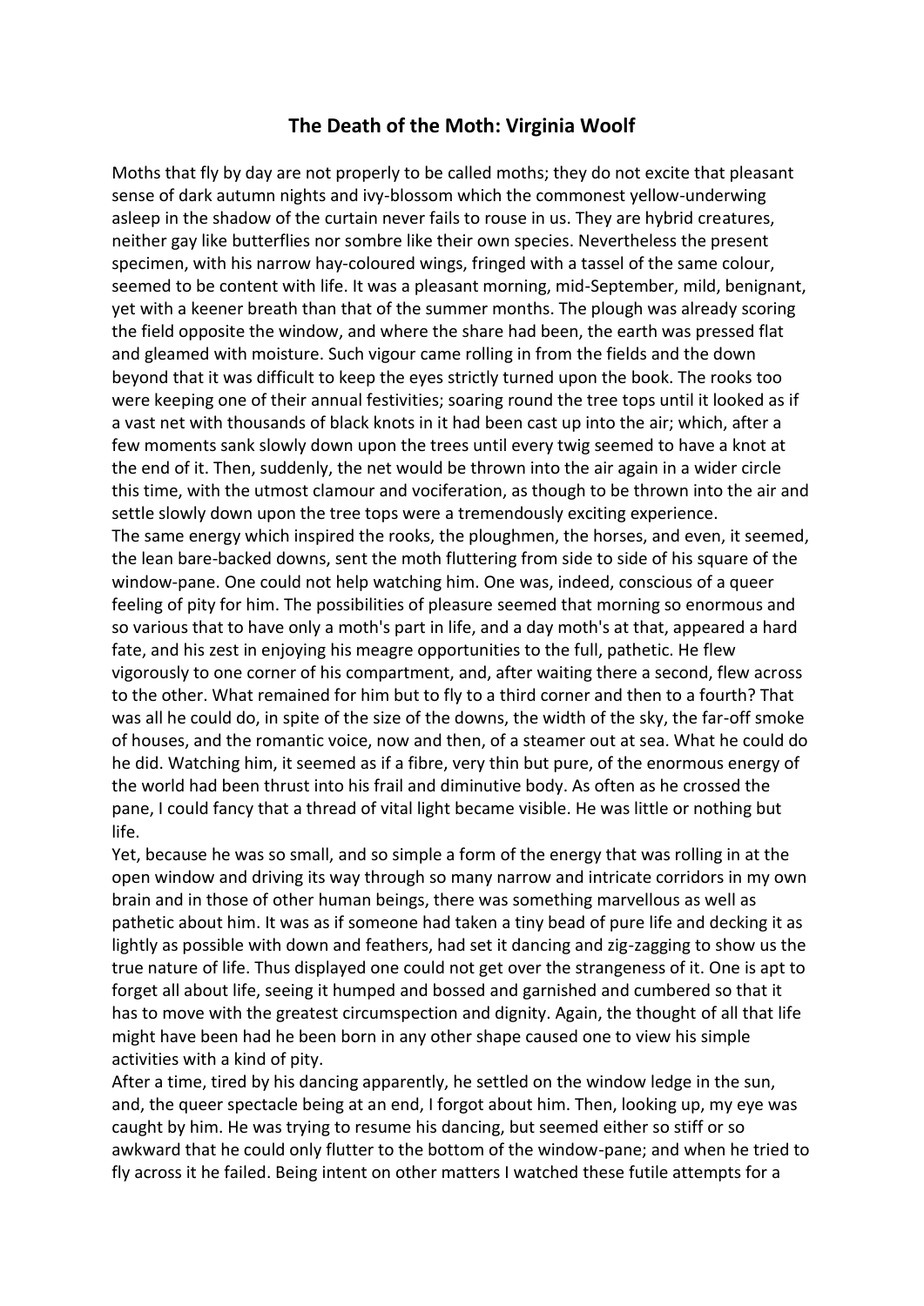# The Death of the Moth: Virginia Woolf

Moths that fly by day are not properly to be called moths; they do not excite that pleasant sense of dark autumn nights and ivy-blossom which the commonest yellow-underwing asleep in the shadow of the curtain never fails to rouse in us. They are hybrid creatures, neither gay like butterflies nor sombre like their own species. Nevertheless the present specimen, with his narrow hay-coloured wings, fringed with a tassel of the same colour, seemed to be content with life. It was a pleasant morning, mid-September, mild, benignant, yet with a keener breath than that of the summer months. The plough was already scoring the field opposite the window, and where the share had been, the earth was pressed flat and gleamed with moisture. Such vigour came rolling in from the fields and the down beyond that it was difficult to keep the eyes strictly turned upon the book. The rooks too were keeping one of their annual festivities; soaring round the tree tops until it looked as if a vast net with thousands of black knots in it had been cast up into the air; which, after a few moments sank slowly down upon the trees until every twig seemed to have a knot at the end of it. Then, suddenly, the net would be thrown into the air again in a wider circle this time, with the utmost clamour and vociferation, as though to be thrown into the air and settle slowly down upon the tree tops were a tremendously exciting experience.

The same energy which inspired the rooks, the ploughmen, the horses, and even, it seemed, the lean bare-backed downs, sent the moth fluttering from side to side of his square of the window-pane. One could not help watching him. One was, indeed, conscious of a queer feeling of pity for him. The possibilities of pleasure seemed that morning so enormous and so various that to have only a moth's part in life, and a day moth's at that, appeared a hard fate, and his zest in enjoying his meagre opportunities to the full, pathetic. He flew vigorously to one corner of his compartment, and, after waiting there a second, flew across to the other. What remained for him but to fly to a third corner and then to a fourth? That was all he could do, in spite of the size of the downs, the width of the sky, the far-off smoke of houses, and the romantic voice, now and then, of a steamer out at sea. What he could do he did. Watching him, it seemed as if a fibre, very thin but pure, of the enormous energy of the world had been thrust into his frail and diminutive body. As often as he crossed the pane, I could fancy that a thread of vital light became visible. He was little or nothing but life.

Yet, because he was so small, and so simple a form of the energy that was rolling in at the open window and driving its way through so many narrow and intricate corridors in my own brain and in those of other human beings, there was something marvellous as well as pathetic about him. It was as if someone had taken a tiny bead of pure life and decking it as lightly as possible with down and feathers, had set it dancing and zig-zagging to show us the true nature of life. Thus displayed one could not get over the strangeness of it. One is apt to forget all about life, seeing it humped and bossed and garnished and cumbered so that it has to move with the greatest circumspection and dignity. Again, the thought of all that life might have been had he been born in any other shape caused one to view his simple activities with a kind of pity.

After a time, tired by his dancing apparently, he settled on the window ledge in the sun, and, the queer spectacle being at an end, I forgot about him. Then, looking up, my eye was caught by him. He was trying to resume his dancing, but seemed either so stiff or so awkward that he could only flutter to the bottom of the window-pane; and when he tried to fly across it he failed. Being intent on other matters I watched these futile attempts for a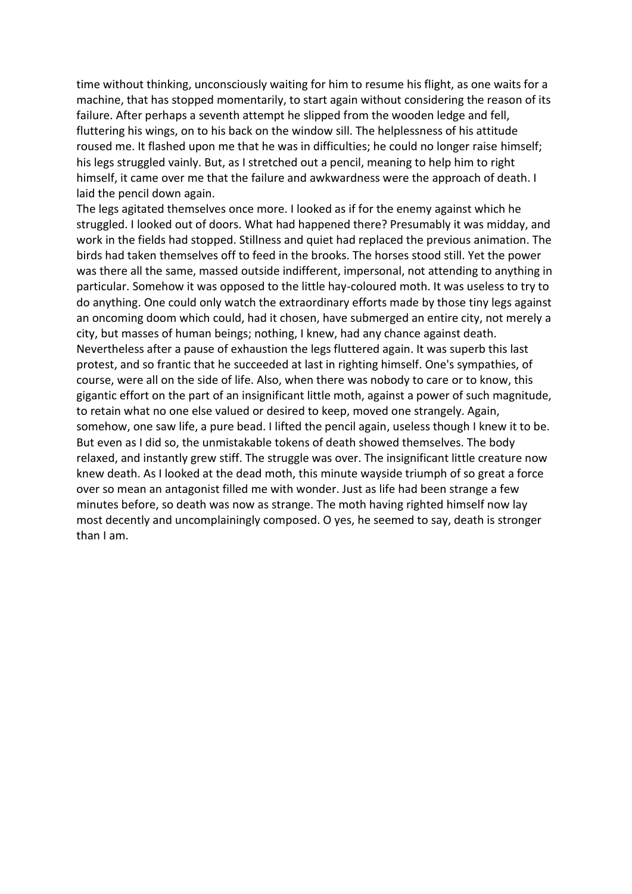time without thinking, unconsciously waiting for him to resume his flight, as one waits for a machine, that has stopped momentarily, to start again without considering the reason of its failure. After perhaps a seventh attempt he slipped from the wooden ledge and fell, fluttering his wings, on to his back on the window sill. The helplessness of his attitude roused me. It flashed upon me that he was in difficulties; he could no longer raise himself; his legs struggled vainly. But, as I stretched out a pencil, meaning to help him to right himself, it came over me that the failure and awkwardness were the approach of death. I laid the pencil down again.

The legs agitated themselves once more. I looked as if for the enemy against which he struggled. I looked out of doors. What had happened there? Presumably it was midday, and work in the fields had stopped. Stillness and quiet had replaced the previous animation. The birds had taken themselves off to feed in the brooks. The horses stood still. Yet the power was there all the same, massed outside indifferent, impersonal, not attending to anything in particular. Somehow it was opposed to the little hay-coloured moth. It was useless to try to do anything. One could only watch the extraordinary efforts made by those tiny legs against an oncoming doom which could, had it chosen, have submerged an entire city, not merely a city, but masses of human beings; nothing, I knew, had any chance against death. Nevertheless after a pause of exhaustion the legs fluttered again. It was superb this last protest, and so frantic that he succeeded at last in righting himself. One's sympathies, of course, were all on the side of life. Also, when there was nobody to care or to know, this gigantic effort on the part of an insignificant little moth, against a power of such magnitude, to retain what no one else valued or desired to keep, moved one strangely. Again, somehow, one saw life, a pure bead. I lifted the pencil again, useless though I knew it to be. But even as I did so, the unmistakable tokens of death showed themselves. The body relaxed, and instantly grew stiff. The struggle was over. The insignificant little creature now knew death. As I looked at the dead moth, this minute wayside triumph of so great a force over so mean an antagonist filled me with wonder. Just as life had been strange a few minutes before, so death was now as strange. The moth having righted himself now lay most decently and uncomplainingly composed. O yes, he seemed to say, death is stronger than I am.